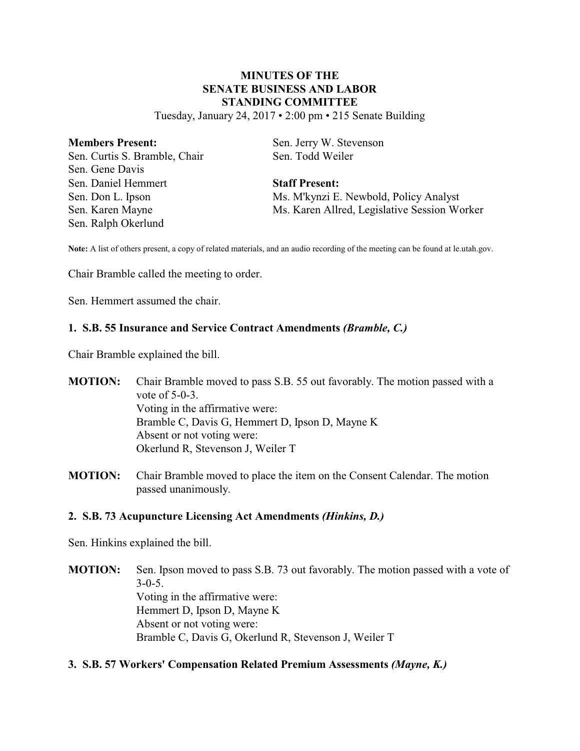# MINUTES OF THE SENATE BUSINESS AND LABOR STANDING COMMITTEE

Tuesday, January 24, 2017 • 2:00 pm • 215 Senate Building

**Members Present:**
Sen. Curtis S. Bramble, Chair
Sen. Gene Davis
Sen. Daniel Hemmert
Sen. Don L. Ipson
Sen. Karen Mayne
Sen. Ralph Okerlund
Sen. Jerry W. Stevenson
Sen. Todd Weiler

**Staff Present:**
Ms. M'kynzi E. Newbold, Policy Analyst
Ms. Karen Allred, Legislative Session Worker

**Note:** A list of others present, a copy of related materials, and an audio recording of the meeting can be found at le.utah.gov.

Chair Bramble called the meeting to order.

Sen. Hemmert assumed the chair.

### 1. S.B. 55 Insurance and Service Contract Amendments *(Bramble, C.)*

Chair Bramble explained the bill.

**MOTION:** Chair Bramble moved to pass S.B. 55 out favorably. The motion passed with a vote of 5-0-3.
Voting in the affirmative were:
Bramble C, Davis G, Hemmert D, Ipson D, Mayne K
Absent or not voting were:
Okerlund R, Stevenson J, Weiler T

**MOTION:** Chair Bramble moved to place the item on the Consent Calendar. The motion passed unanimously.

### 2. S.B. 73 Acupuncture Licensing Act Amendments *(Hinkins, D.)*

Sen. Hinkins explained the bill.

**MOTION:** Sen. Ipson moved to pass S.B. 73 out favorably. The motion passed with a vote of 3-0-5.
Voting in the affirmative were:
Hemmert D, Ipson D, Mayne K
Absent or not voting were:
Bramble C, Davis G, Okerlund R, Stevenson J, Weiler T

### 3. S.B. 57 Workers' Compensation Related Premium Assessments *(Mayne, K.)*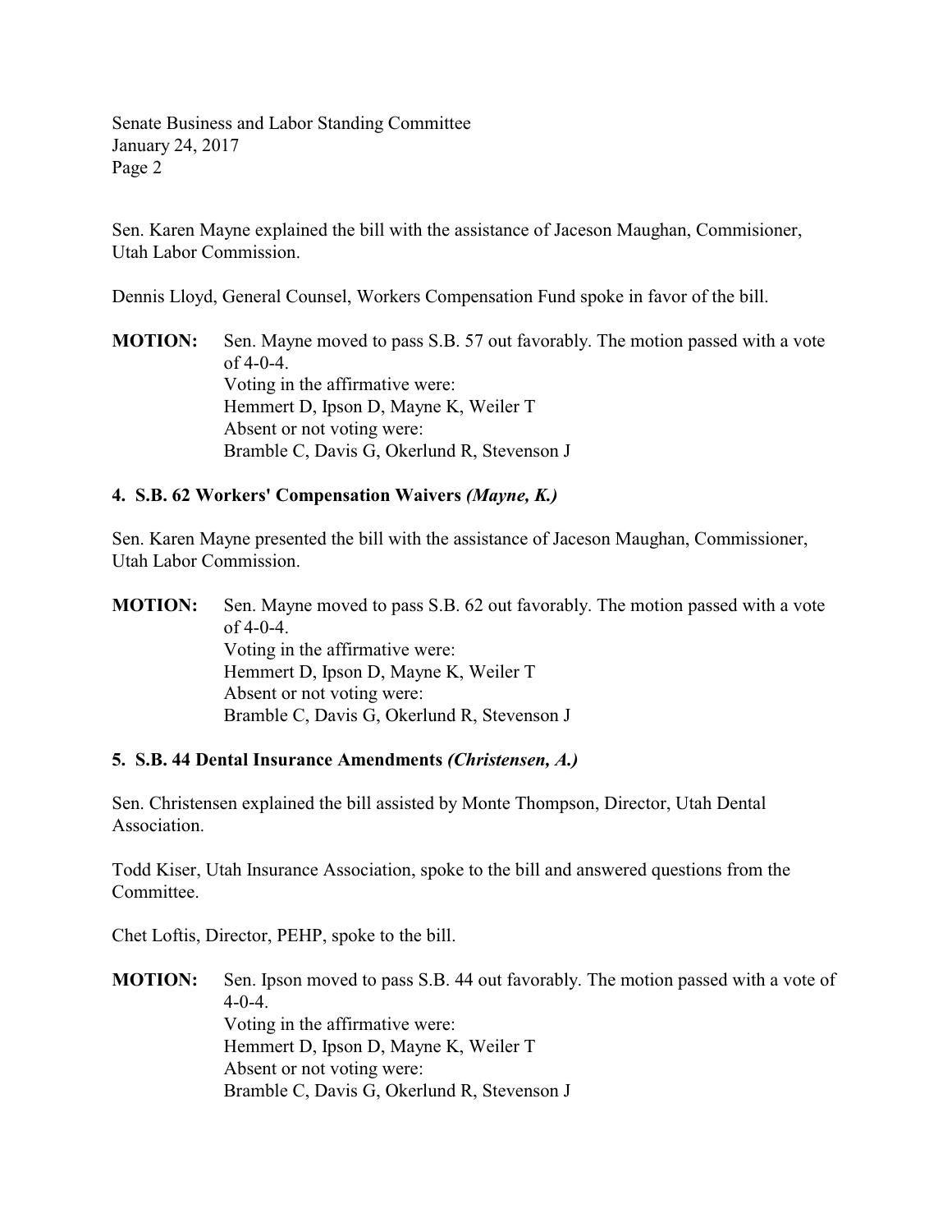Sen. Karen Mayne explained the bill with the assistance of Jaceson Maughan, Commisioner, Utah Labor Commission.

Dennis Lloyd, General Counsel, Workers Compensation Fund spoke in favor of the bill.

**MOTION:** Sen. Mayne moved to pass S.B. 57 out favorably. The motion passed with a vote of 4-0-4.
Voting in the affirmative were:
Hemmert D, Ipson D, Mayne K, Weiler T
Absent or not voting were:
Bramble C, Davis G, Okerlund R, Stevenson J

**4. S.B. 62 Workers' Compensation Waivers *(Mayne, K.)***

Sen. Karen Mayne presented the bill with the assistance of Jaceson Maughan, Commissioner, Utah Labor Commission.

**MOTION:** Sen. Mayne moved to pass S.B. 62 out favorably. The motion passed with a vote of 4-0-4.
Voting in the affirmative were:
Hemmert D, Ipson D, Mayne K, Weiler T
Absent or not voting were:
Bramble C, Davis G, Okerlund R, Stevenson J

**5. S.B. 44 Dental Insurance Amendments *(Christensen, A.)***

Sen. Christensen explained the bill assisted by Monte Thompson, Director, Utah Dental Association.

Todd Kiser, Utah Insurance Association, spoke to the bill and answered questions from the Committee.

Chet Loftis, Director, PEHP, spoke to the bill.

**MOTION:** Sen. Ipson moved to pass S.B. 44 out favorably. The motion passed with a vote of 4-0-4.
Voting in the affirmative were:
Hemmert D, Ipson D, Mayne K, Weiler T
Absent or not voting were:
Bramble C, Davis G, Okerlund R, Stevenson J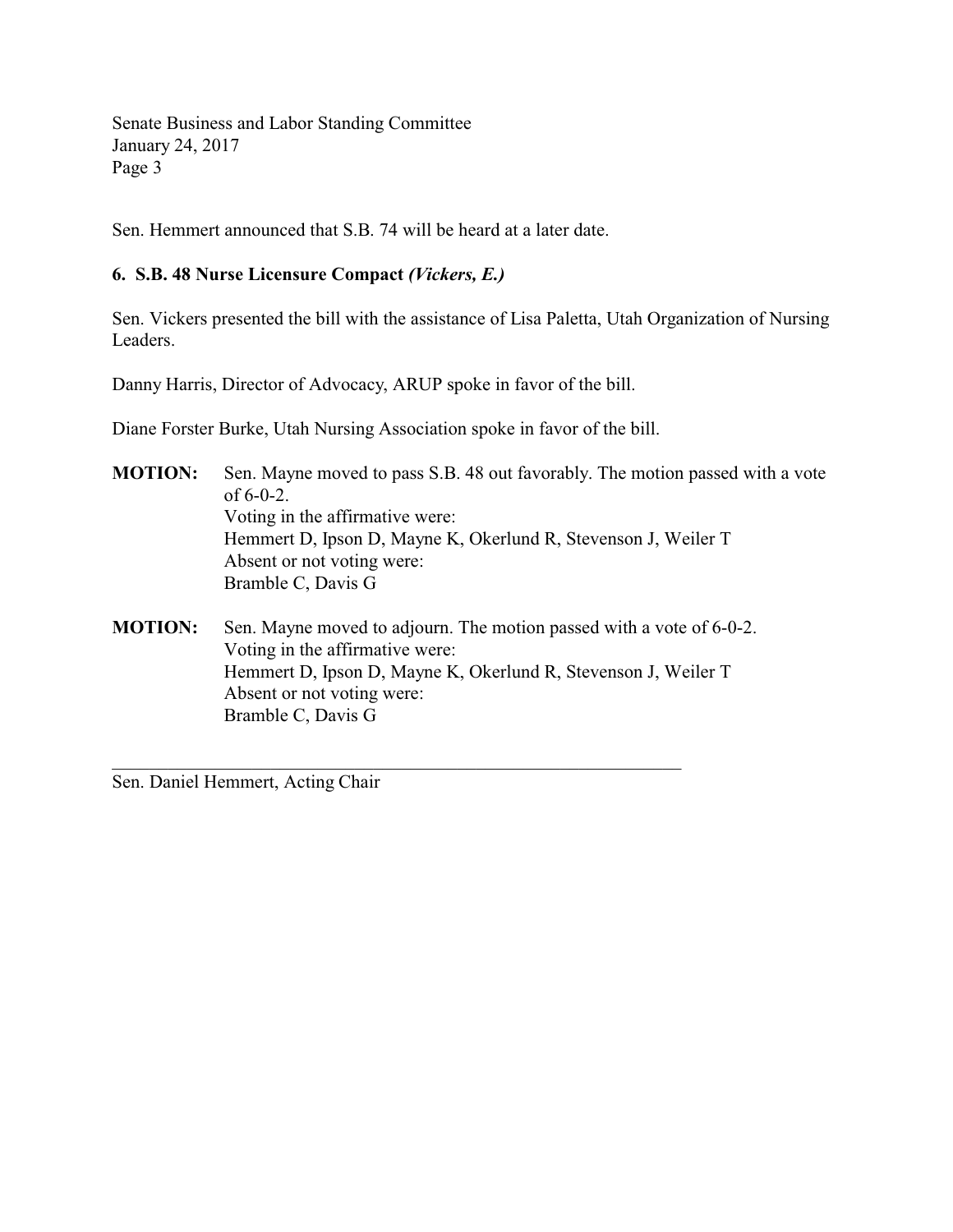Sen. Hemmert announced that S.B. 74 will be heard at a later date.

**6. S.B. 48 Nurse Licensure Compact *(Vickers, E.)***

Sen. Vickers presented the bill with the assistance of Lisa Paletta, Utah Organization of Nursing Leaders.

Danny Harris, Director of Advocacy, ARUP spoke in favor of the bill.

Diane Forster Burke, Utah Nursing Association spoke in favor of the bill.

**MOTION:** Sen. Mayne moved to pass S.B. 48 out favorably. The motion passed with a vote of 6-0-2.
Voting in the affirmative were:
Hemmert D, Ipson D, Mayne K, Okerlund R, Stevenson J, Weiler T
Absent or not voting were:
Bramble C, Davis G

**MOTION:** Sen. Mayne moved to adjourn. The motion passed with a vote of 6-0-2.
Voting in the affirmative were:
Hemmert D, Ipson D, Mayne K, Okerlund R, Stevenson J, Weiler T
Absent or not voting were:
Bramble C, Davis G

_______________________________________________________________

Sen. Daniel Hemmert, Acting Chair